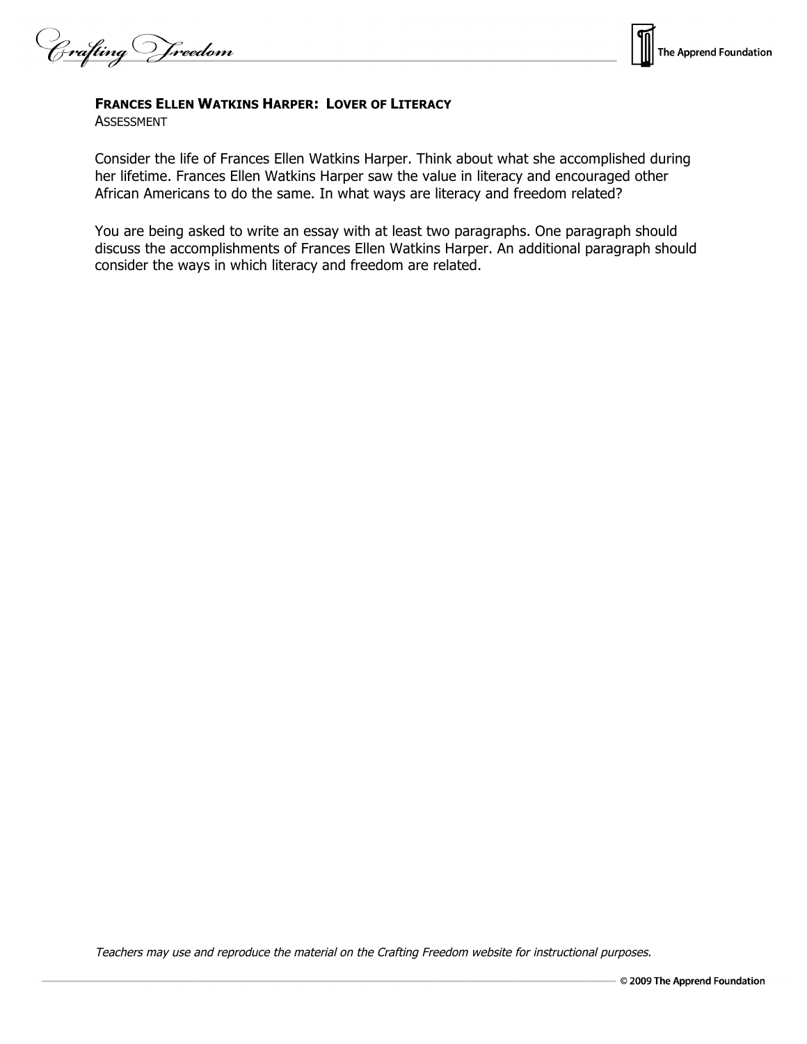## FRANCES ELLEN WATKINS HARPER: LOVER OF LITERACY

ASSESSMENT

Consider the life of Frances Ellen Watkins Harper. Think about what she accomplished during her lifetime. Frances Ellen Watkins Harper saw the value in literacy and encouraged other African Americans to do the same. In what ways are literacy and freedom related?

You are being asked to write an essay with at least two paragraphs. One paragraph should discuss the accomplishments of Frances Ellen Watkins Harper. An additional paragraph should consider the ways in which literacy and freedom are related.

*Teachers may use and reproduce the material on the Crafting Freedom website for instructional purposes.*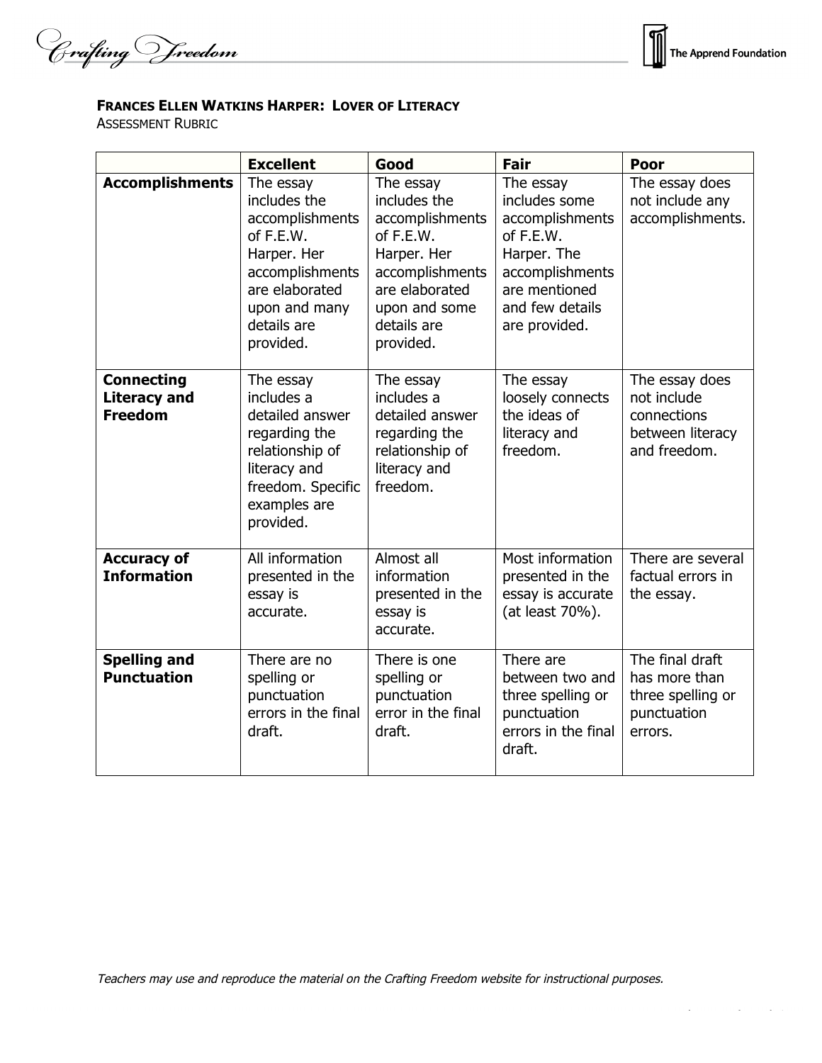**Frances Ellen Watkins Harper: Lover of Literacy**

Assessment Rubric

| | Excellent | Good | Fair | Poor |
|---|---|---|---|---|
| **Accomplishments** | The essay includes the accomplishments of F.E.W. Harper. Her accomplishments are elaborated upon and many details are provided. | The essay includes the accomplishments of F.E.W. Harper. Her accomplishments are elaborated upon and some details are provided. | The essay includes some accomplishments of F.E.W. Harper. The accomplishments are mentioned and few details are provided. | The essay does not include any accomplishments. |
| **Connecting Literacy and Freedom** | The essay includes a detailed answer regarding the relationship of literacy and freedom. Specific examples are provided. | The essay includes a detailed answer regarding the relationship of literacy and freedom. | The essay loosely connects the ideas of literacy and freedom. | The essay does not include connections between literacy and freedom. |
| **Accuracy of Information** | All information presented in the essay is accurate. | Almost all information presented in the essay is accurate. | Most information presented in the essay is accurate (at least 70%). | There are several factual errors in the essay. |
| **Spelling and Punctuation** | There are no spelling or punctuation errors in the final draft. | There is one spelling or punctuation error in the final draft. | There are between two and three spelling or punctuation errors in the final draft. | The final draft has more than three spelling or punctuation errors. |

*Teachers may use and reproduce the material on the Crafting Freedom website for instructional purposes.*